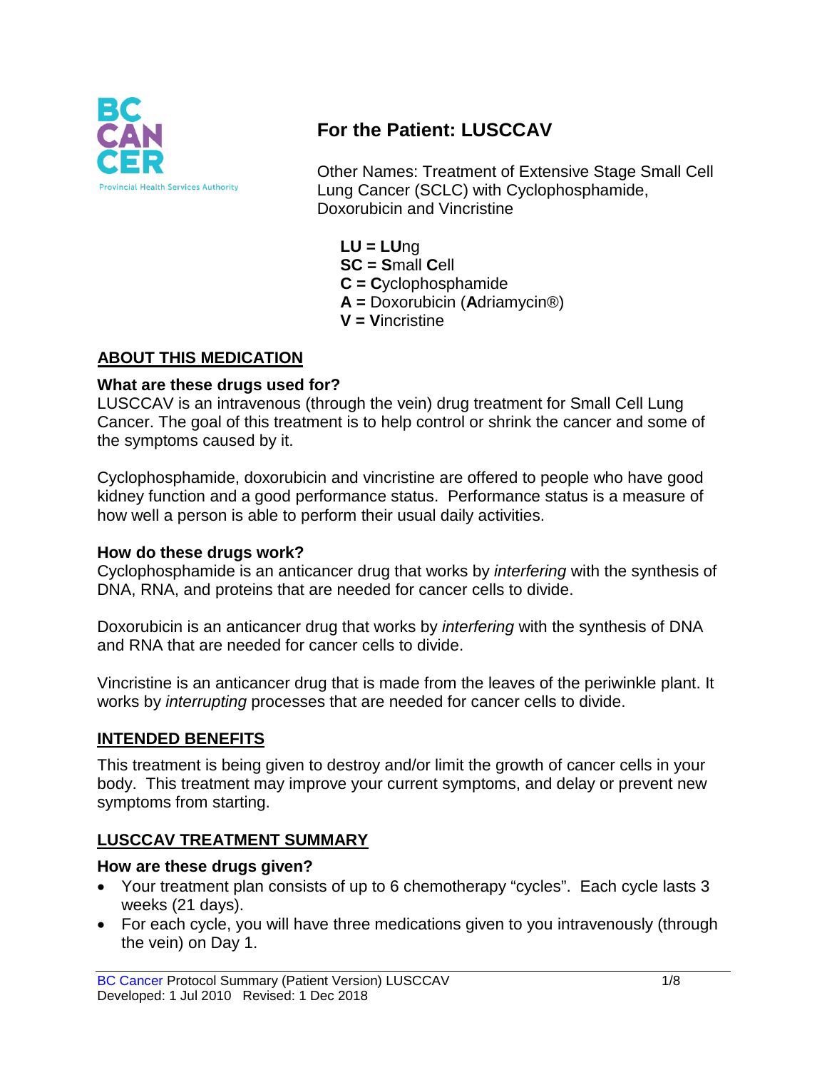# For the Patient: LUSCCAV

Other Names: Treatment of Extensive Stage Small Cell Lung Cancer (SCLC) with Cyclophosphamide, Doxorubicin and Vincristine

**LU = LU**ng
**SC = S**mall **C**ell
**C = C**yclophosphamide
**A =** Doxorubicin (**A**driamycin®)
**V = V**incristine

## ABOUT THIS MEDICATION

### What are these drugs used for?

LUSCCAV is an intravenous (through the vein) drug treatment for Small Cell Lung Cancer. The goal of this treatment is to help control or shrink the cancer and some of the symptoms caused by it.

Cyclophosphamide, doxorubicin and vincristine are offered to people who have good kidney function and a good performance status. Performance status is a measure of how well a person is able to perform their usual daily activities.

### How do these drugs work?

Cyclophosphamide is an anticancer drug that works by *interfering* with the synthesis of DNA, RNA, and proteins that are needed for cancer cells to divide.

Doxorubicin is an anticancer drug that works by *interfering* with the synthesis of DNA and RNA that are needed for cancer cells to divide.

Vincristine is an anticancer drug that is made from the leaves of the periwinkle plant. It works by *interrupting* processes that are needed for cancer cells to divide.

## INTENDED BENEFITS

This treatment is being given to destroy and/or limit the growth of cancer cells in your body. This treatment may improve your current symptoms, and delay or prevent new symptoms from starting.

## LUSCCAV TREATMENT SUMMARY

### How are these drugs given?

- Your treatment plan consists of up to 6 chemotherapy "cycles". Each cycle lasts 3 weeks (21 days).
- For each cycle, you will have three medications given to you intravenously (through the vein) on Day 1.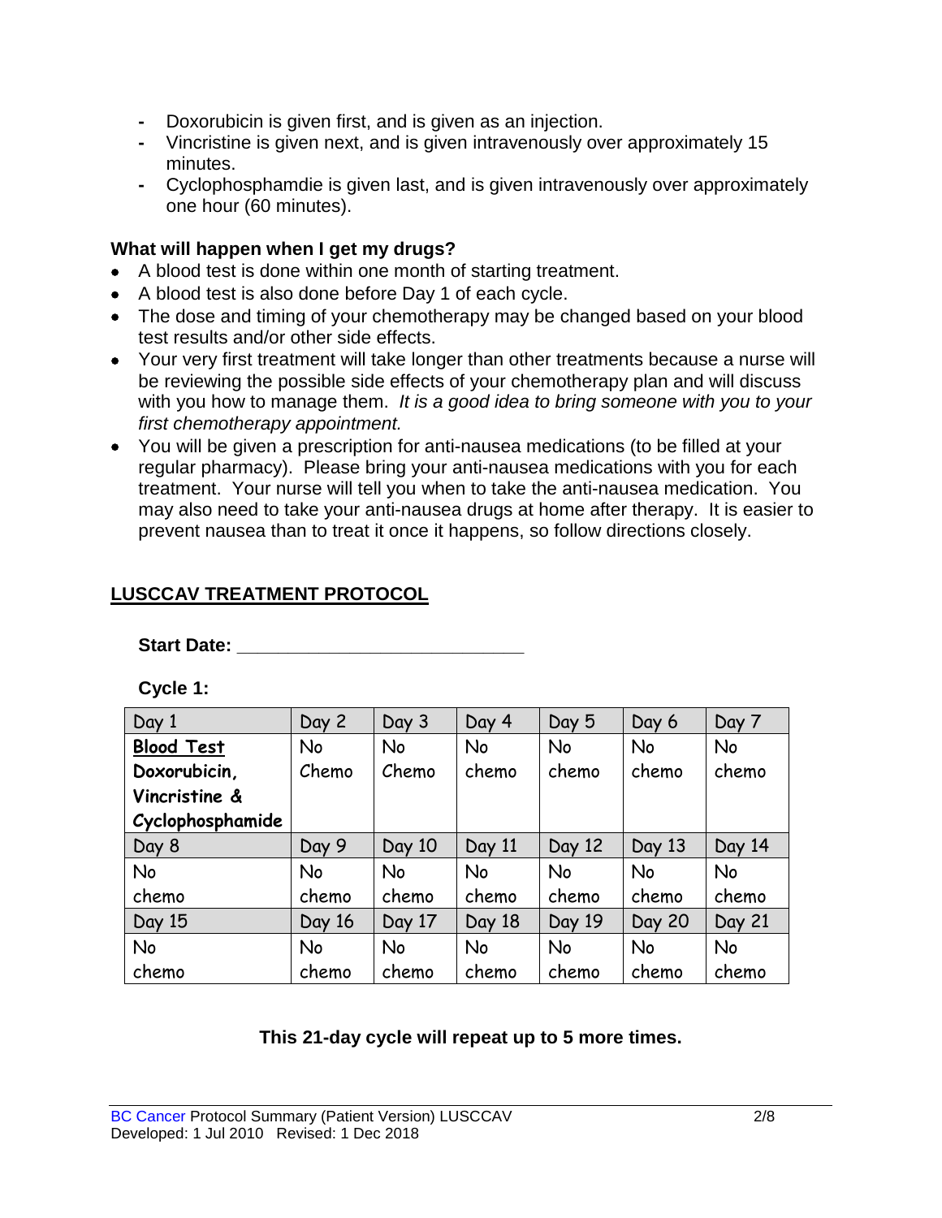- Doxorubicin is given first, and is given as an injection.
- Vincristine is given next, and is given intravenously over approximately 15 minutes.
- Cyclophosphamdie is given last, and is given intravenously over approximately one hour (60 minutes).

### What will happen when I get my drugs?

- A blood test is done within one month of starting treatment.
- A blood test is also done before Day 1 of each cycle.
- The dose and timing of your chemotherapy may be changed based on your blood test results and/or other side effects.
- Your very first treatment will take longer than other treatments because a nurse will be reviewing the possible side effects of your chemotherapy plan and will discuss with you how to manage them. *It is a good idea to bring someone with you to your first chemotherapy appointment.*
- You will be given a prescription for anti-nausea medications (to be filled at your regular pharmacy). Please bring your anti-nausea medications with you for each treatment. Your nurse will tell you when to take the anti-nausea medication. You may also need to take your anti-nausea drugs at home after therapy. It is easier to prevent nausea than to treat it once it happens, so follow directions closely.

## LUSCCAV TREATMENT PROTOCOL

**Start Date: ____________________________**

**Cycle 1:**

| Day 1 | Day 2 | Day 3 | Day 4 | Day 5 | Day 6 | Day 7 |
|---|---|---|---|---|---|---|
| **Blood Test** **Doxorubicin, Vincristine & Cyclophosphamide** | No Chemo | No Chemo | No chemo | No chemo | No chemo | No chemo |
| Day 8 | Day 9 | Day 10 | Day 11 | Day 12 | Day 13 | Day 14 |
| No chemo | No chemo | No chemo | No chemo | No chemo | No chemo | No chemo |
| Day 15 | Day 16 | Day 17 | Day 18 | Day 19 | Day 20 | Day 21 |
| No chemo | No chemo | No chemo | No chemo | No chemo | No chemo | No chemo |

**This 21-day cycle will repeat up to 5 more times.**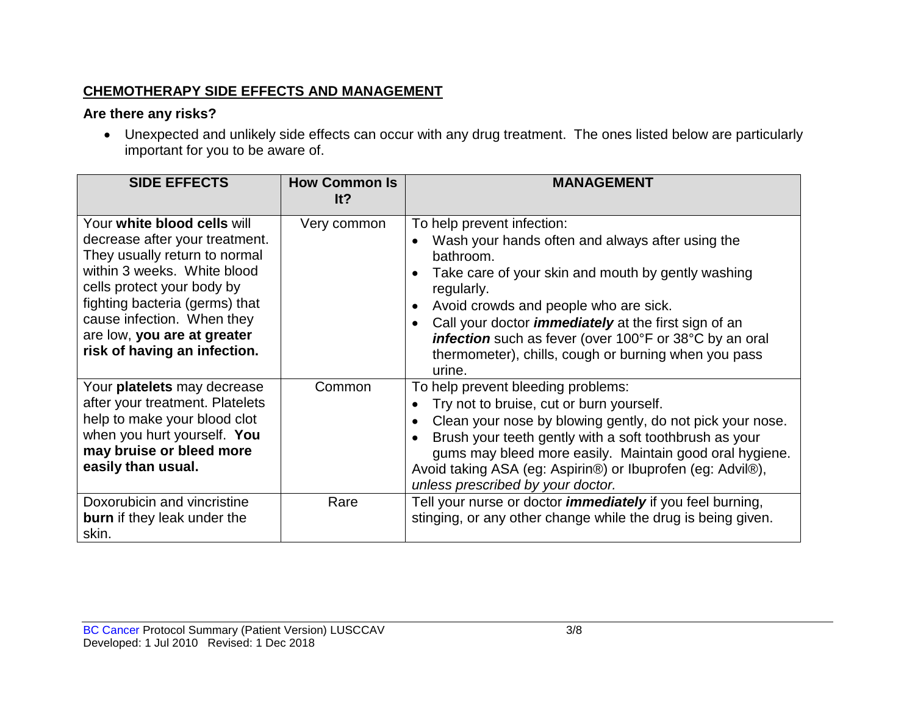## CHEMOTHERAPY SIDE EFFECTS AND MANAGEMENT

### Are there any risks?

- Unexpected and unlikely side effects can occur with any drug treatment. The ones listed below are particularly important for you to be aware of.

| SIDE EFFECTS | How Common Is It? | MANAGEMENT |
|---|---|---|
| Your **white blood cells** will decrease after your treatment. They usually return to normal within 3 weeks. White blood cells protect your body by fighting bacteria (germs) that cause infection. When they are low, **you are at greater risk of having an infection.** | Very common | To help prevent infection:<br>• Wash your hands often and always after using the bathroom.<br>• Take care of your skin and mouth by gently washing regularly.<br>• Avoid crowds and people who are sick.<br>• Call your doctor ***immediately*** at the first sign of an ***infection*** such as fever (over 100°F or 38°C by an oral thermometer), chills, cough or burning when you pass urine. |
| Your **platelets** may decrease after your treatment. Platelets help to make your blood clot when you hurt yourself. **You may bruise or bleed more easily than usual.** | Common | To help prevent bleeding problems:<br>• Try not to bruise, cut or burn yourself.<br>• Clean your nose by blowing gently, do not pick your nose.<br>• Brush your teeth gently with a soft toothbrush as your gums may bleed more easily. Maintain good oral hygiene.<br>Avoid taking ASA (eg: Aspirin®) or Ibuprofen (eg: Advil®), *unless prescribed by your doctor.* |
| Doxorubicin and vincristine **burn** if they leak under the skin. | Rare | Tell your nurse or doctor ***immediately*** if you feel burning, stinging, or any other change while the drug is being given. |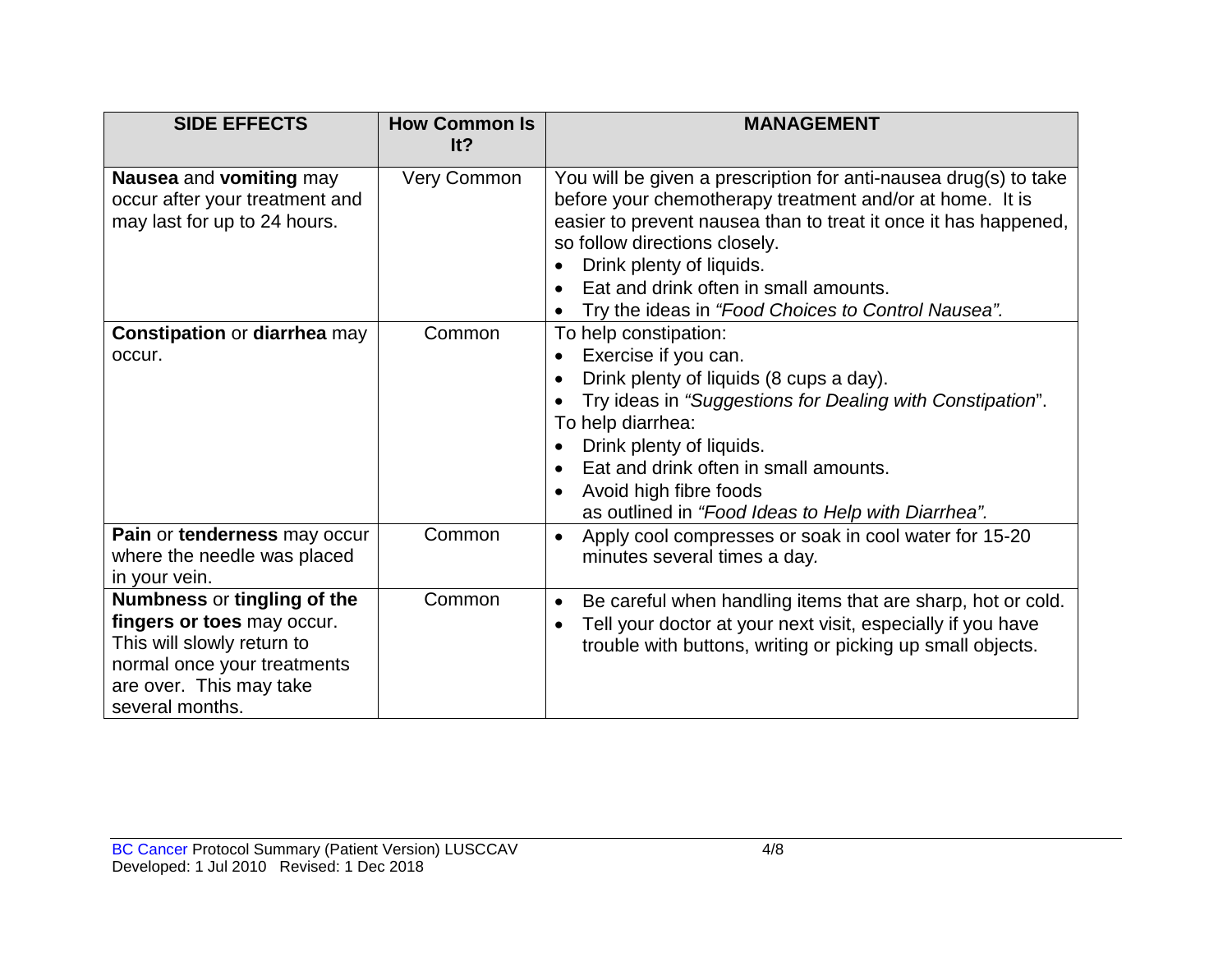| SIDE EFFECTS | How Common Is It? | MANAGEMENT |
|---|---|---|
| **Nausea** and **vomiting** may occur after your treatment and may last for up to 24 hours. | Very Common | You will be given a prescription for anti-nausea drug(s) to take before your chemotherapy treatment and/or at home. It is easier to prevent nausea than to treat it once it has happened, so follow directions closely.<br>• Drink plenty of liquids.<br>• Eat and drink often in small amounts.<br>• Try the ideas in *"Food Choices to Control Nausea"*. |
| **Constipation** or **diarrhea** may occur. | Common | To help constipation:<br>• Exercise if you can.<br>• Drink plenty of liquids (8 cups a day).<br>• Try ideas in *"Suggestions for Dealing with Constipation*".<br>To help diarrhea:<br>• Drink plenty of liquids.<br>• Eat and drink often in small amounts.<br>• Avoid high fibre foods as outlined in *"Food Ideas to Help with Diarrhea"*. |
| **Pain** or **tenderness** may occur where the needle was placed in your vein. | Common | • Apply cool compresses or soak in cool water for 15-20 minutes several times a day. |
| **Numbness** or **tingling of the fingers or toes** may occur. This will slowly return to normal once your treatments are over. This may take several months. | Common | • Be careful when handling items that are sharp, hot or cold.<br>• Tell your doctor at your next visit, especially if you have trouble with buttons, writing or picking up small objects. |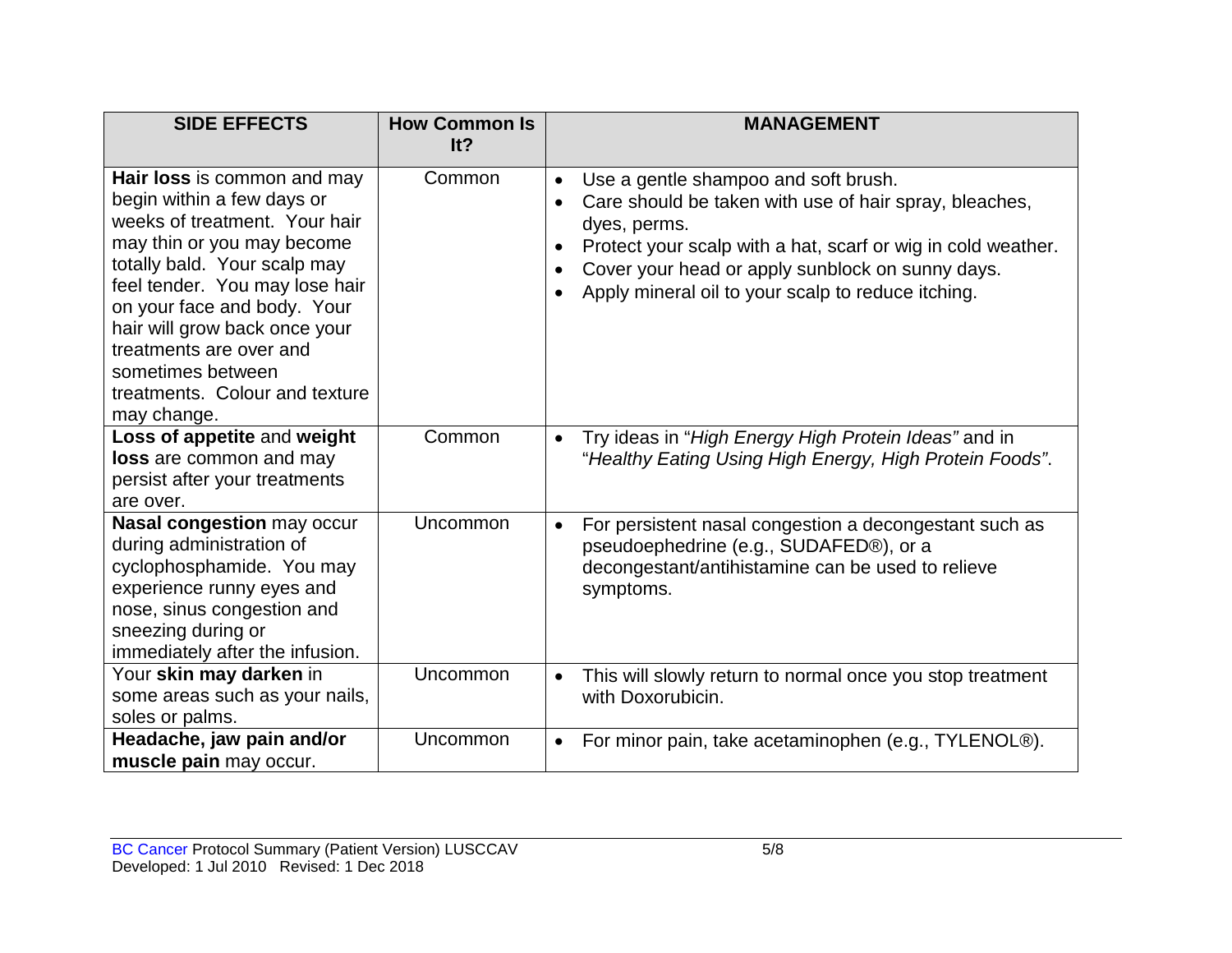| SIDE EFFECTS | How Common Is It? | MANAGEMENT |
|---|---|---|
| **Hair loss** is common and may begin within a few days or weeks of treatment. Your hair may thin or you may become totally bald. Your scalp may feel tender. You may lose hair on your face and body. Your hair will grow back once your treatments are over and sometimes between treatments. Colour and texture may change. | Common | • Use a gentle shampoo and soft brush.<br>• Care should be taken with use of hair spray, bleaches, dyes, perms.<br>• Protect your scalp with a hat, scarf or wig in cold weather.<br>• Cover your head or apply sunblock on sunny days.<br>• Apply mineral oil to your scalp to reduce itching. |
| **Loss of appetite** and **weight loss** are common and may persist after your treatments are over. | Common | • Try ideas in "*High Energy High Protein Ideas"* and in "*Healthy Eating Using High Energy, High Protein Foods"*. |
| **Nasal congestion** may occur during administration of cyclophosphamide. You may experience runny eyes and nose, sinus congestion and sneezing during or immediately after the infusion. | Uncommon | • For persistent nasal congestion a decongestant such as pseudoephedrine (e.g., SUDAFED®), or a decongestant/antihistamine can be used to relieve symptoms. |
| Your **skin may darken** in some areas such as your nails, soles or palms. | Uncommon | • This will slowly return to normal once you stop treatment with Doxorubicin. |
| **Headache, jaw pain and/or muscle pain** may occur. | Uncommon | • For minor pain, take acetaminophen (e.g., TYLENOL®). |

BC Cancer Protocol Summary (Patient Version) LUSCCAV
Developed: 1 Jul 2010 Revised: 1 Dec 2018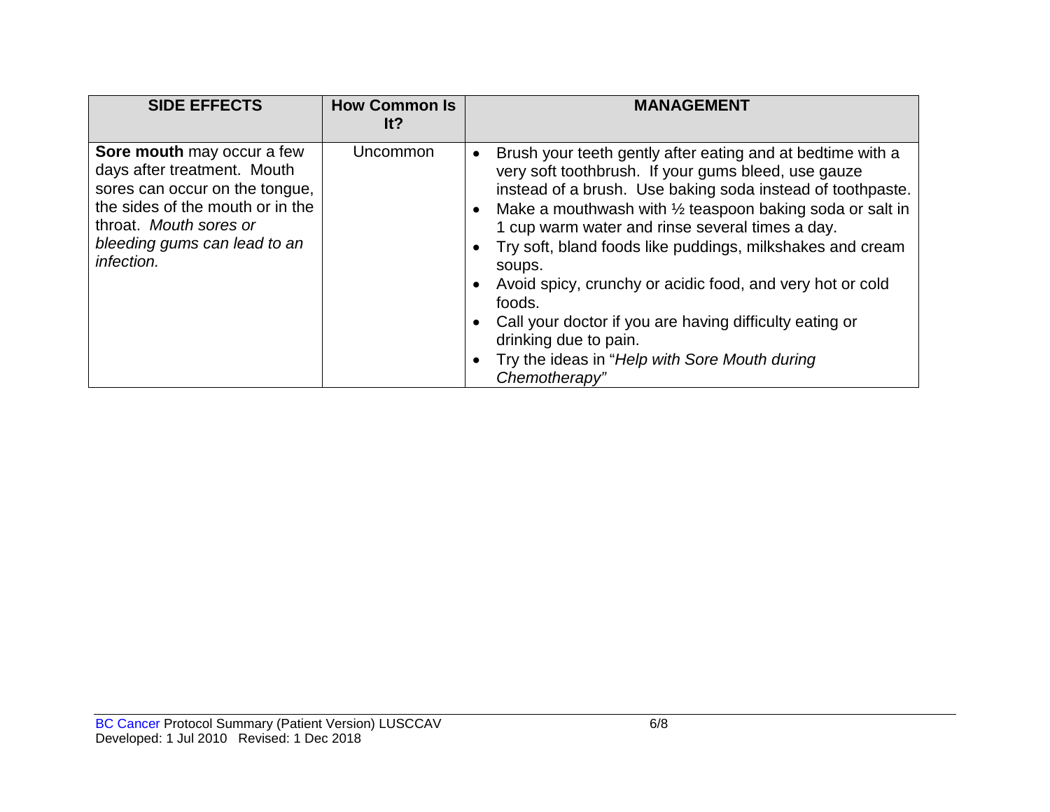| SIDE EFFECTS | How Common Is It? | MANAGEMENT |
|---|---|---|
| **Sore mouth** may occur a few days after treatment. Mouth sores can occur on the tongue, the sides of the mouth or in the throat. *Mouth sores or bleeding gums can lead to an infection.* | Uncommon | • Brush your teeth gently after eating and at bedtime with a very soft toothbrush. If your gums bleed, use gauze instead of a brush. Use baking soda instead of toothpaste.<br>• Make a mouthwash with ½ teaspoon baking soda or salt in 1 cup warm water and rinse several times a day.<br>• Try soft, bland foods like puddings, milkshakes and cream soups.<br>• Avoid spicy, crunchy or acidic food, and very hot or cold foods.<br>• Call your doctor if you are having difficulty eating or drinking due to pain.<br>• Try the ideas in "*Help with Sore Mouth during Chemotherapy*" |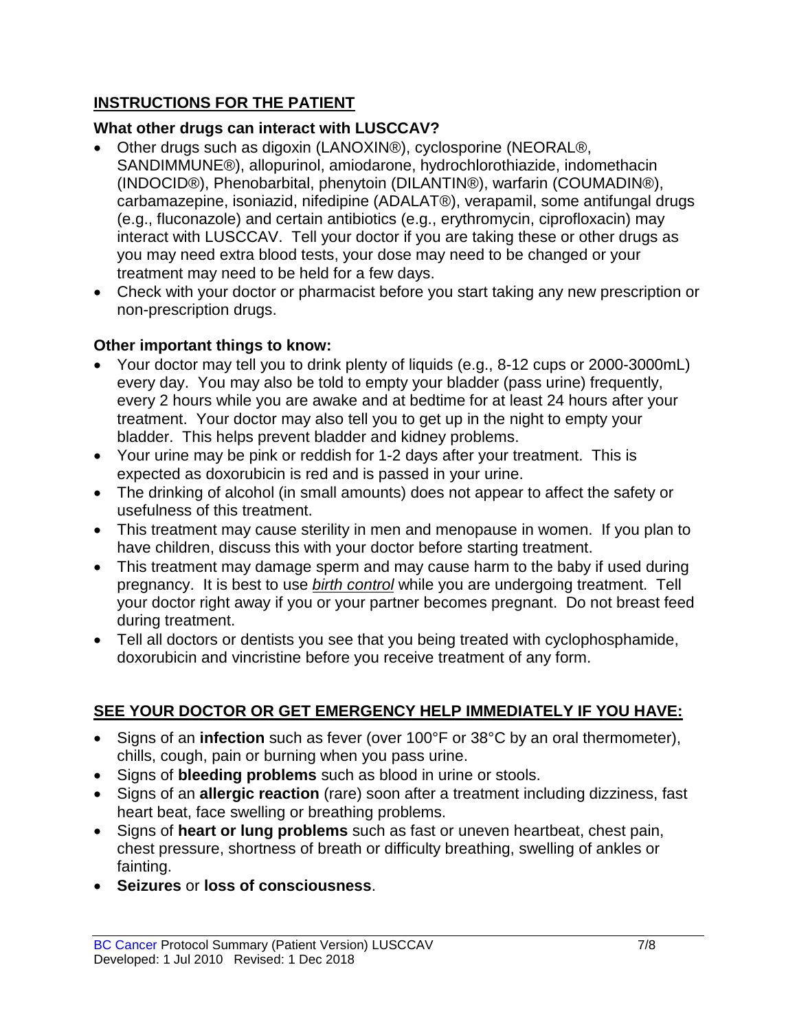## INSTRUCTIONS FOR THE PATIENT

### What other drugs can interact with LUSCCAV?

- Other drugs such as digoxin (LANOXIN®), cyclosporine (NEORAL®, SANDIMMUNE®), allopurinol, amiodarone, hydrochlorothiazide, indomethacin (INDOCID®), Phenobarbital, phenytoin (DILANTIN®), warfarin (COUMADIN®), carbamazepine, isoniazid, nifedipine (ADALAT®), verapamil, some antifungal drugs (e.g., fluconazole) and certain antibiotics (e.g., erythromycin, ciprofloxacin) may interact with LUSCCAV. Tell your doctor if you are taking these or other drugs as you may need extra blood tests, your dose may need to be changed or your treatment may need to be held for a few days.
- Check with your doctor or pharmacist before you start taking any new prescription or non-prescription drugs.

### Other important things to know:

- Your doctor may tell you to drink plenty of liquids (e.g., 8-12 cups or 2000-3000mL) every day. You may also be told to empty your bladder (pass urine) frequently, every 2 hours while you are awake and at bedtime for at least 24 hours after your treatment. Your doctor may also tell you to get up in the night to empty your bladder. This helps prevent bladder and kidney problems.
- Your urine may be pink or reddish for 1-2 days after your treatment. This is expected as doxorubicin is red and is passed in your urine.
- The drinking of alcohol (in small amounts) does not appear to affect the safety or usefulness of this treatment.
- This treatment may cause sterility in men and menopause in women. If you plan to have children, discuss this with your doctor before starting treatment.
- This treatment may damage sperm and may cause harm to the baby if used during pregnancy. It is best to use _birth control_ while you are undergoing treatment. Tell your doctor right away if you or your partner becomes pregnant. Do not breast feed during treatment.
- Tell all doctors or dentists you see that you being treated with cyclophosphamide, doxorubicin and vincristine before you receive treatment of any form.

## SEE YOUR DOCTOR OR GET EMERGENCY HELP IMMEDIATELY IF YOU HAVE:

- Signs of an **infection** such as fever (over 100°F or 38°C by an oral thermometer), chills, cough, pain or burning when you pass urine.
- Signs of **bleeding problems** such as blood in urine or stools.
- Signs of an **allergic reaction** (rare) soon after a treatment including dizziness, fast heart beat, face swelling or breathing problems.
- Signs of **heart or lung problems** such as fast or uneven heartbeat, chest pain, chest pressure, shortness of breath or difficulty breathing, swelling of ankles or fainting.
- **Seizures** or **loss of consciousness**.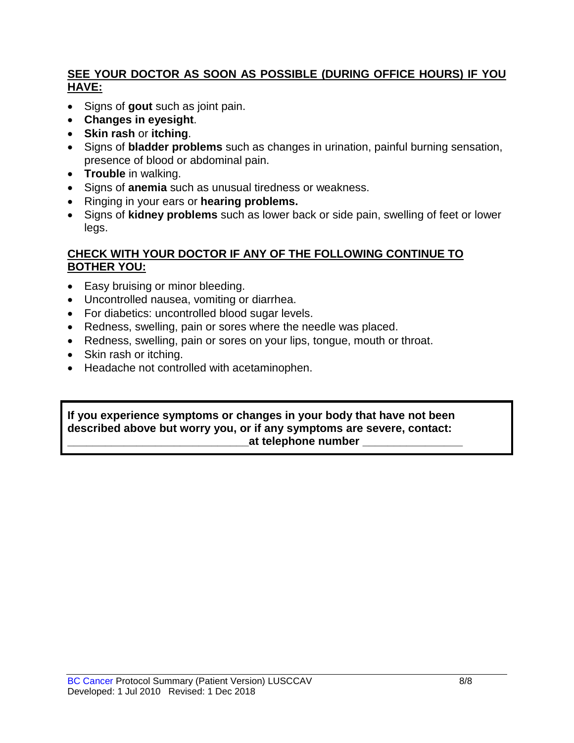**SEE YOUR DOCTOR AS SOON AS POSSIBLE (DURING OFFICE HOURS) IF YOU HAVE:**

- Signs of **gout** such as joint pain.
- **Changes in eyesight**.
- **Skin rash** or **itching**.
- Signs of **bladder problems** such as changes in urination, painful burning sensation, presence of blood or abdominal pain.
- **Trouble** in walking.
- Signs of **anemia** such as unusual tiredness or weakness.
- Ringing in your ears or **hearing problems.**
- Signs of **kidney problems** such as lower back or side pain, swelling of feet or lower legs.

**CHECK WITH YOUR DOCTOR IF ANY OF THE FOLLOWING CONTINUE TO BOTHER YOU:**

- Easy bruising or minor bleeding.
- Uncontrolled nausea, vomiting or diarrhea.
- For diabetics: uncontrolled blood sugar levels.
- Redness, swelling, pain or sores where the needle was placed.
- Redness, swelling, pain or sores on your lips, tongue, mouth or throat.
- Skin rash or itching.
- Headache not controlled with acetaminophen.

**If you experience symptoms or changes in your body that have not been described above but worry you, or if any symptoms are severe, contact: _____________________________at telephone number ________________**

BC Cancer Protocol Summary (Patient Version) LUSCCAV
Developed: 1 Jul 2010 Revised: 1 Dec 2018